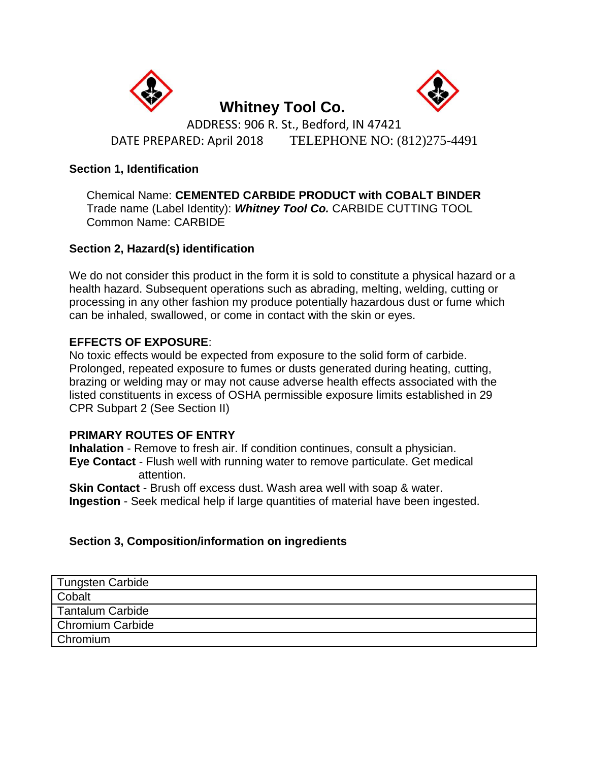# Whitney Tool Co.

ADDRESS: 906 R. St., Bedford, IN 47421

DATE PREPARED: April 2018 TELEPHONE NO: (812)275-4491

## Section 1, Identification

Chemical Name: **CEMENTED CARBIDE PRODUCT with COBALT BINDER**
Trade name (Label Identity): ***Whitney Tool Co.*** CARBIDE CUTTING TOOL
Common Name: CARBIDE

## Section 2, Hazard(s) identification

We do not consider this product in the form it is sold to constitute a physical hazard or a health hazard. Subsequent operations such as abrading, melting, welding, cutting or processing in any other fashion my produce potentially hazardous dust or fume which can be inhaled, swallowed, or come in contact with the skin or eyes.

**EFFECTS OF EXPOSURE**:
No toxic effects would be expected from exposure to the solid form of carbide. Prolonged, repeated exposure to fumes or dusts generated during heating, cutting, brazing or welding may or may not cause adverse health effects associated with the listed constituents in excess of OSHA permissible exposure limits established in 29 CPR Subpart 2 (See Section II)

**PRIMARY ROUTES OF ENTRY**
**Inhalation** - Remove to fresh air. If condition continues, consult a physician.
**Eye Contact** - Flush well with running water to remove particulate. Get medical attention.
**Skin Contact** - Brush off excess dust. Wash area well with soap & water.
**Ingestion** - Seek medical help if large quantities of material have been ingested.

## Section 3, Composition/information on ingredients

| Tungsten Carbide |
|---|
| Cobalt |
| Tantalum Carbide |
| Chromium Carbide |
| Chromium |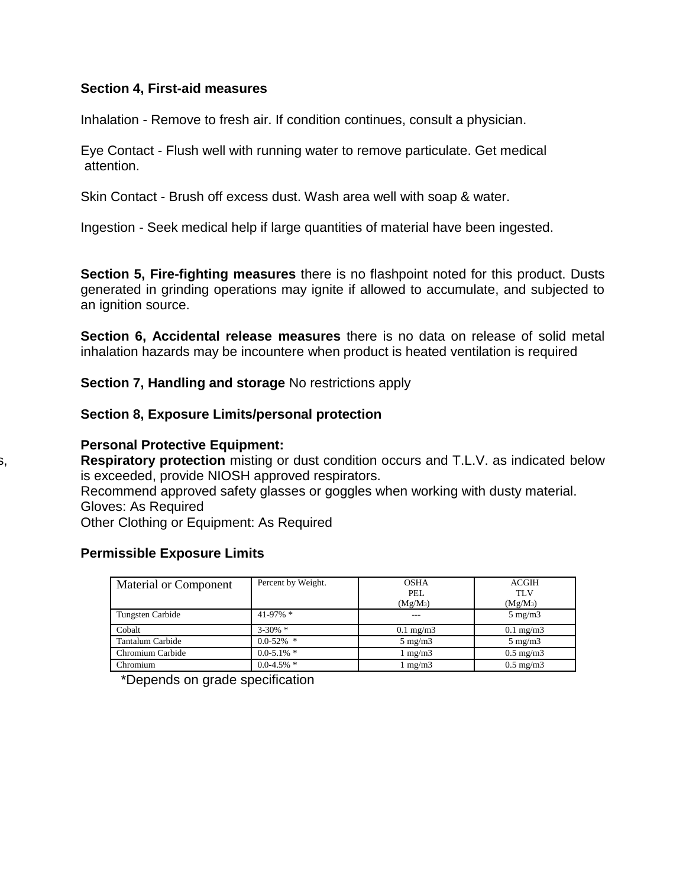**Section 4, First-aid measures**

Inhalation - Remove to fresh air. If condition continues, consult a physician.

Eye Contact - Flush well with running water to remove particulate. Get medical attention.

Skin Contact - Brush off excess dust. Wash area well with soap & water.

Ingestion - Seek medical help if large quantities of material have been ingested.

**Section 5, Fire-fighting measures** there is no flashpoint noted for this product. Dusts generated in grinding operations may ignite if allowed to accumulate, and subjected to an ignition source.

**Section 6, Accidental release measures** there is no data on release of solid metal inhalation hazards may be incountere when product is heated ventilation is required

**Section 7, Handling and storage** No restrictions apply

**Section 8, Exposure Limits/personal protection**

**Personal Protective Equipment:**

**Respiratory protection** misting or dust condition occurs and T.L.V. as indicated below is exceeded, provide NIOSH approved respirators.
Recommend approved safety glasses or goggles when working with dusty material.
Gloves: As Required
Other Clothing or Equipment: As Required

**Permissible Exposure Limits**

| Material or Component | Percent by Weight. | OSHA PEL ($Mg/M_3$) | ACGIH TLV ($Mg/M_3$) |
|---|---|---|---|
| Tungsten Carbide | 41-97% * | --- | 5 mg/m3 |
| Cobalt | 3-30% * | 0.1 mg/m3 | 0.1 mg/m3 |
| Tantalum Carbide | 0.0-52% * | 5 mg/m3 | 5 mg/m3 |
| Chromium Carbide | 0.0-5.1% * | 1 mg/m3 | 0.5 mg/m3 |
| Chromium | 0.0-4.5% * | 1 mg/m3 | 0.5 mg/m3 |

*Depends on grade specification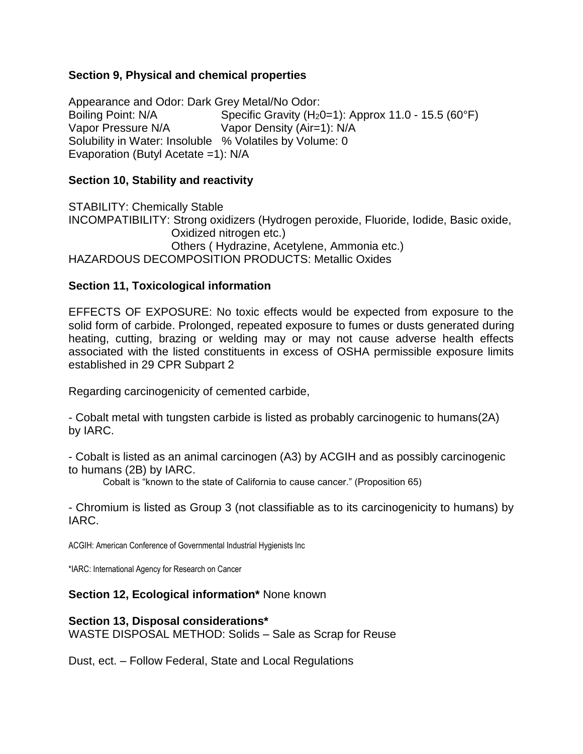### Section 9, Physical and chemical properties

Appearance and Odor: Dark Grey Metal/No Odor:
Boiling Point: N/A Specific Gravity ($H_2O$=1): Approx 11.0 - 15.5 (60°F)
Vapor Pressure N/A Vapor Density (Air=1): N/A
Solubility in Water: Insoluble % Volatiles by Volume: 0
Evaporation (Butyl Acetate =1): N/A

### Section 10, Stability and reactivity

STABILITY: Chemically Stable
INCOMPATIBILITY: Strong oxidizers (Hydrogen peroxide, Fluoride, Iodide, Basic oxide, Oxidized nitrogen etc.)
Others ( Hydrazine, Acetylene, Ammonia etc.)
HAZARDOUS DECOMPOSITION PRODUCTS: Metallic Oxides

### Section 11, Toxicological information

EFFECTS OF EXPOSURE: No toxic effects would be expected from exposure to the solid form of carbide. Prolonged, repeated exposure to fumes or dusts generated during heating, cutting, brazing or welding may or may not cause adverse health effects associated with the listed constituents in excess of OSHA permissible exposure limits established in 29 CPR Subpart 2

Regarding carcinogenicity of cemented carbide,

- Cobalt metal with tungsten carbide is listed as probably carcinogenic to humans(2A) by IARC.

- Cobalt is listed as an animal carcinogen (A3) by ACGIH and as possibly carcinogenic to humans (2B) by IARC.
  Cobalt is "known to the state of California to cause cancer." (Proposition 65)

- Chromium is listed as Group 3 (not classifiable as to its carcinogenicity to humans) by IARC.

ACGIH: American Conference of Governmental Industrial Hygienists Inc

*IARC: International Agency for Research on Cancer

**Section 12, Ecological information*** None known

### Section 13, Disposal considerations*

WASTE DISPOSAL METHOD: Solids – Sale as Scrap for Reuse

Dust, ect. – Follow Federal, State and Local Regulations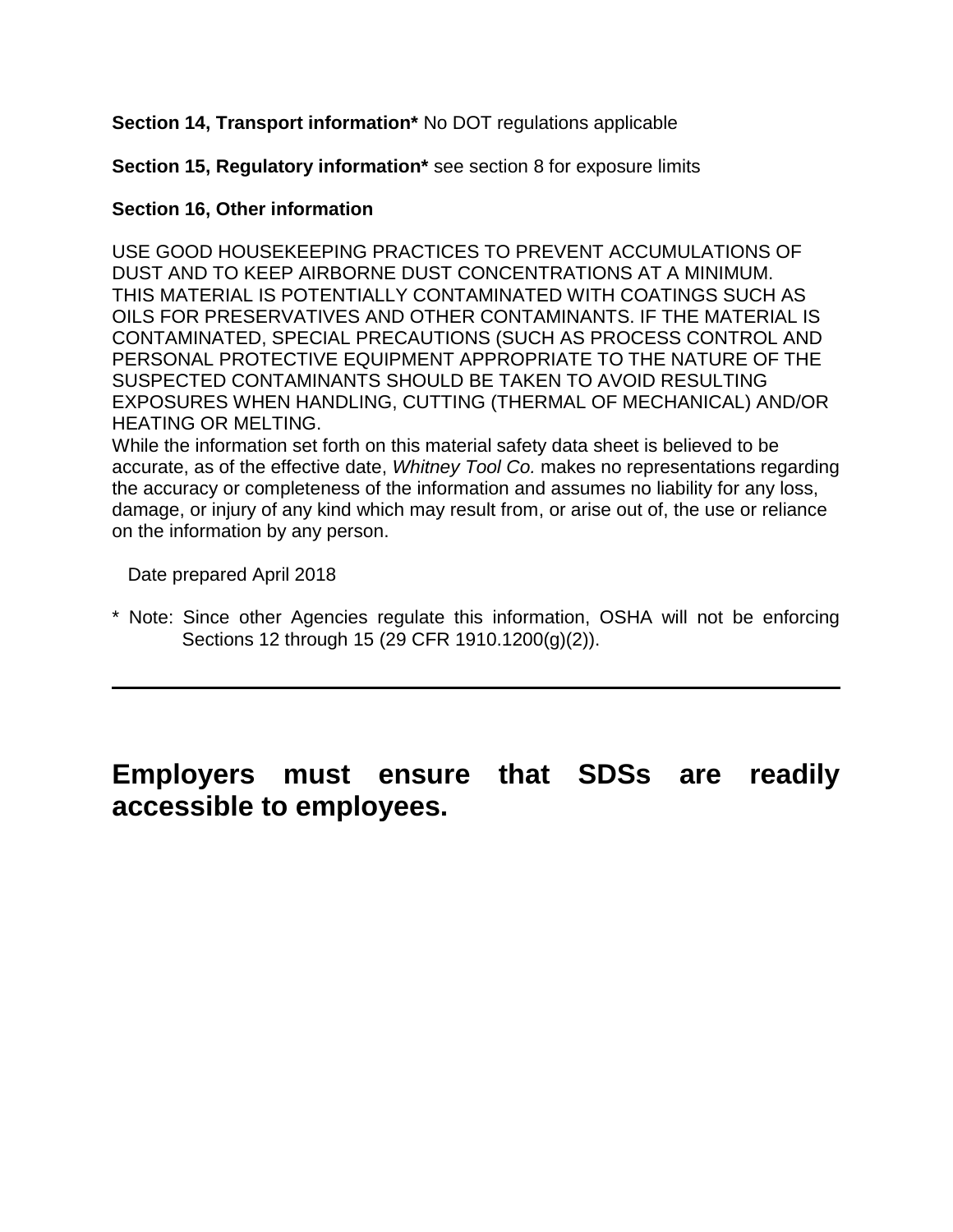**Section 14, Transport information*** No DOT regulations applicable

**Section 15, Regulatory information*** see section 8 for exposure limits

**Section 16, Other information**

USE GOOD HOUSEKEEPING PRACTICES TO PREVENT ACCUMULATIONS OF DUST AND TO KEEP AIRBORNE DUST CONCENTRATIONS AT A MINIMUM. THIS MATERIAL IS POTENTIALLY CONTAMINATED WITH COATINGS SUCH AS OILS FOR PRESERVATIVES AND OTHER CONTAMINANTS. IF THE MATERIAL IS CONTAMINATED, SPECIAL PRECAUTIONS (SUCH AS PROCESS CONTROL AND PERSONAL PROTECTIVE EQUIPMENT APPROPRIATE TO THE NATURE OF THE SUSPECTED CONTAMINANTS SHOULD BE TAKEN TO AVOID RESULTING EXPOSURES WHEN HANDLING, CUTTING (THERMAL OF MECHANICAL) AND/OR HEATING OR MELTING.
While the information set forth on this material safety data sheet is believed to be accurate, as of the effective date, *Whitney Tool Co.* makes no representations regarding the accuracy or completeness of the information and assumes no liability for any loss, damage, or injury of any kind which may result from, or arise out of, the use or reliance on the information by any person.

Date prepared April 2018

\* Note: Since other Agencies regulate this information, OSHA will not be enforcing Sections 12 through 15 (29 CFR 1910.1200(g)(2)).

---

## Employers must ensure that SDSs are readily accessible to employees.